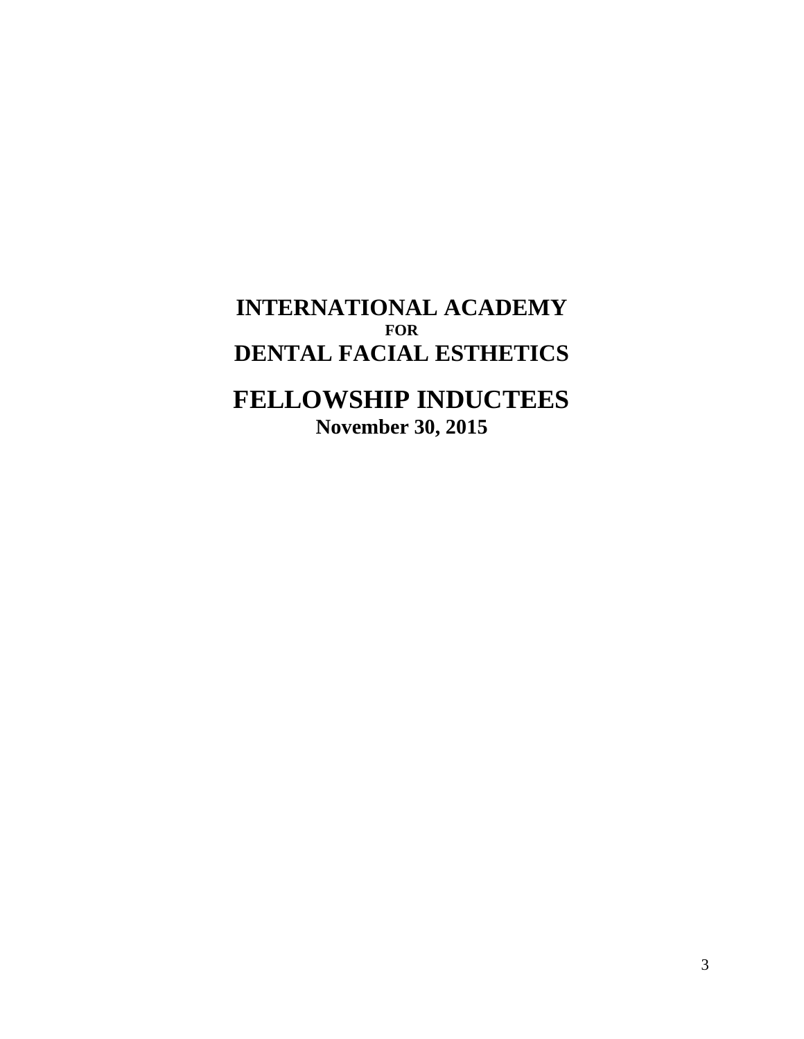# INTERNATIONAL ACADEMY

**FOR**

# DENTAL FACIAL ESTHETICS

# FELLOWSHIP INDUCTEES

**November 30, 2015**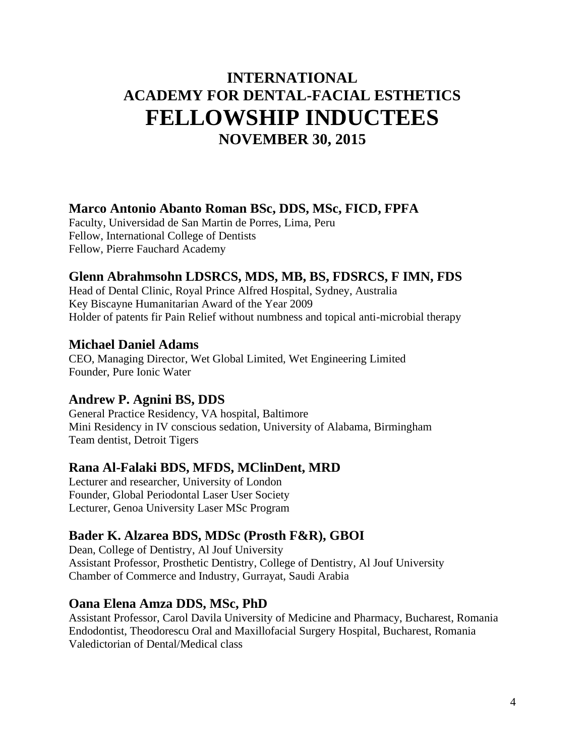# INTERNATIONAL
# ACADEMY FOR DENTAL-FACIAL ESTHETICS
# FELLOWSHIP INDUCTEES
## NOVEMBER 30, 2015

### Marco Antonio Abanto Roman BSc, DDS, MSc, FICD, FPFA

Faculty, Universidad de San Martin de Porres, Lima, Peru
Fellow, International College of Dentists
Fellow, Pierre Fauchard Academy

### Glenn Abrahmsohn LDSRCS, MDS, MB, BS, FDSRCS, F IMN, FDS

Head of Dental Clinic, Royal Prince Alfred Hospital, Sydney, Australia
Key Biscayne Humanitarian Award of the Year 2009
Holder of patents fir Pain Relief without numbness and topical anti-microbial therapy

### Michael Daniel Adams

CEO, Managing Director, Wet Global Limited, Wet Engineering Limited
Founder, Pure Ionic Water

### Andrew P. Agnini BS, DDS

General Practice Residency, VA hospital, Baltimore
Mini Residency in IV conscious sedation, University of Alabama, Birmingham
Team dentist, Detroit Tigers

### Rana Al-Falaki BDS, MFDS, MClinDent, MRD

Lecturer and researcher, University of London
Founder, Global Periodontal Laser User Society
Lecturer, Genoa University Laser MSc Program

### Bader K. Alzarea BDS, MDSc (Prosth F&R), GBOI

Dean, College of Dentistry, Al Jouf University
Assistant Professor, Prosthetic Dentistry, College of Dentistry, Al Jouf University
Chamber of Commerce and Industry, Gurrayat, Saudi Arabia

### Oana Elena Amza DDS, MSc, PhD

Assistant Professor, Carol Davila University of Medicine and Pharmacy, Bucharest, Romania
Endodontist, Theodorescu Oral and Maxillofacial Surgery Hospital, Bucharest, Romania
Valedictorian of Dental/Medical class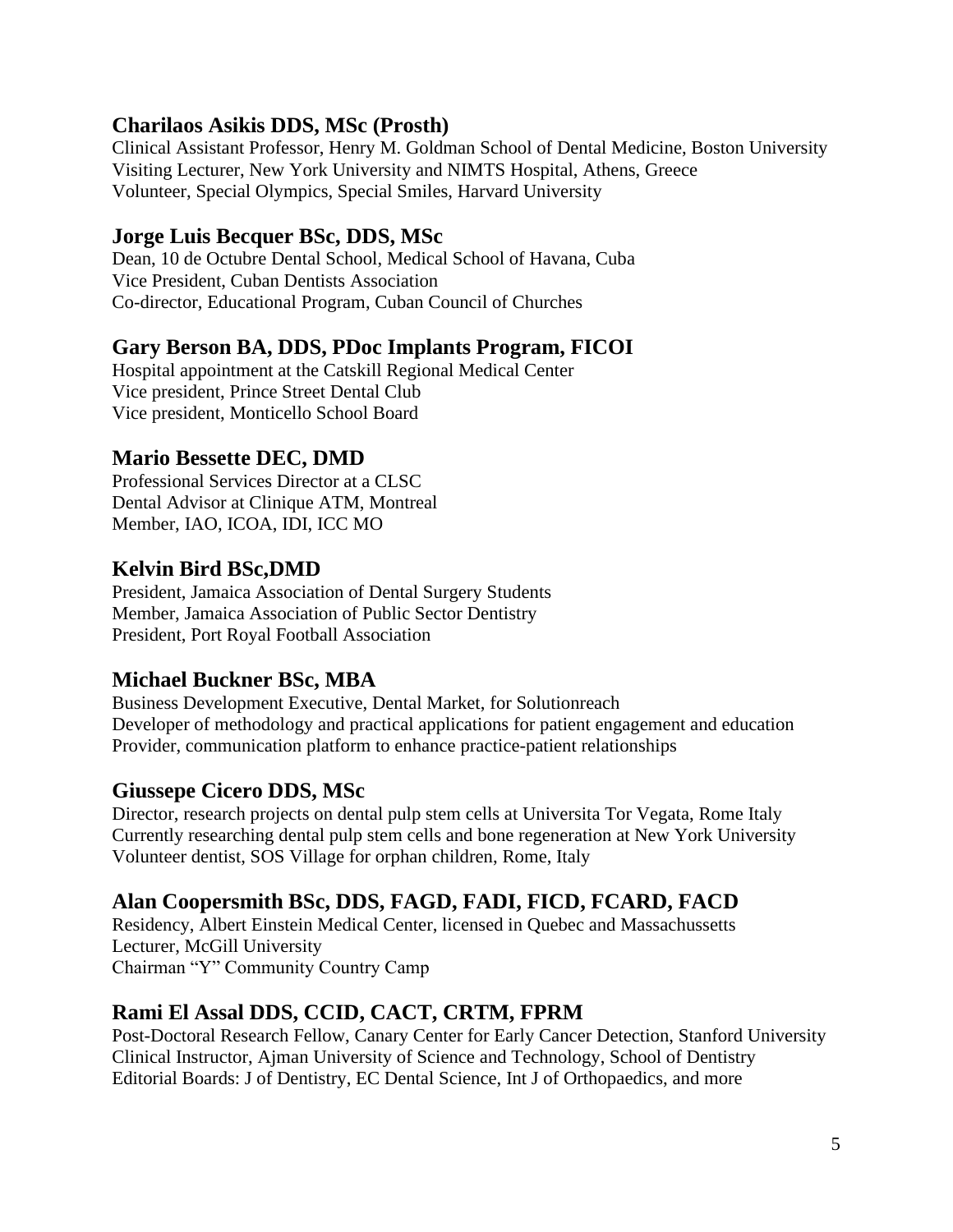### Charilaos Asikis DDS, MSc (Prosth)

Clinical Assistant Professor, Henry M. Goldman School of Dental Medicine, Boston University
Visiting Lecturer, New York University and NIMTS Hospital, Athens, Greece
Volunteer, Special Olympics, Special Smiles, Harvard University

### Jorge Luis Becquer BSc, DDS, MSc

Dean, 10 de Octubre Dental School, Medical School of Havana, Cuba
Vice President, Cuban Dentists Association
Co-director, Educational Program, Cuban Council of Churches

### Gary Berson BA, DDS, PDoc Implants Program, FICOI

Hospital appointment at the Catskill Regional Medical Center
Vice president, Prince Street Dental Club
Vice president, Monticello School Board

### Mario Bessette DEC, DMD

Professional Services Director at a CLSC
Dental Advisor at Clinique ATM, Montreal
Member, IAO, ICOA, IDI, ICC MO

### Kelvin Bird BSc,DMD

President, Jamaica Association of Dental Surgery Students
Member, Jamaica Association of Public Sector Dentistry
President, Port Royal Football Association

### Michael Buckner BSc, MBA

Business Development Executive, Dental Market, for Solutionreach
Developer of methodology and practical applications for patient engagement and education
Provider, communication platform to enhance practice-patient relationships

### Giussepe Cicero DDS, MSc

Director, research projects on dental pulp stem cells at Universita Tor Vegata, Rome Italy
Currently researching dental pulp stem cells and bone regeneration at New York University
Volunteer dentist, SOS Village for orphan children, Rome, Italy

### Alan Coopersmith BSc, DDS, FAGD, FADI, FICD, FCARD, FACD

Residency, Albert Einstein Medical Center, licensed in Quebec and Massachussetts
Lecturer, McGill University
Chairman "Y" Community Country Camp

### Rami El Assal DDS, CCID, CACT, CRTM, FPRM

Post-Doctoral Research Fellow, Canary Center for Early Cancer Detection, Stanford University
Clinical Instructor, Ajman University of Science and Technology, School of Dentistry
Editorial Boards: J of Dentistry, EC Dental Science, Int J of Orthopaedics, and more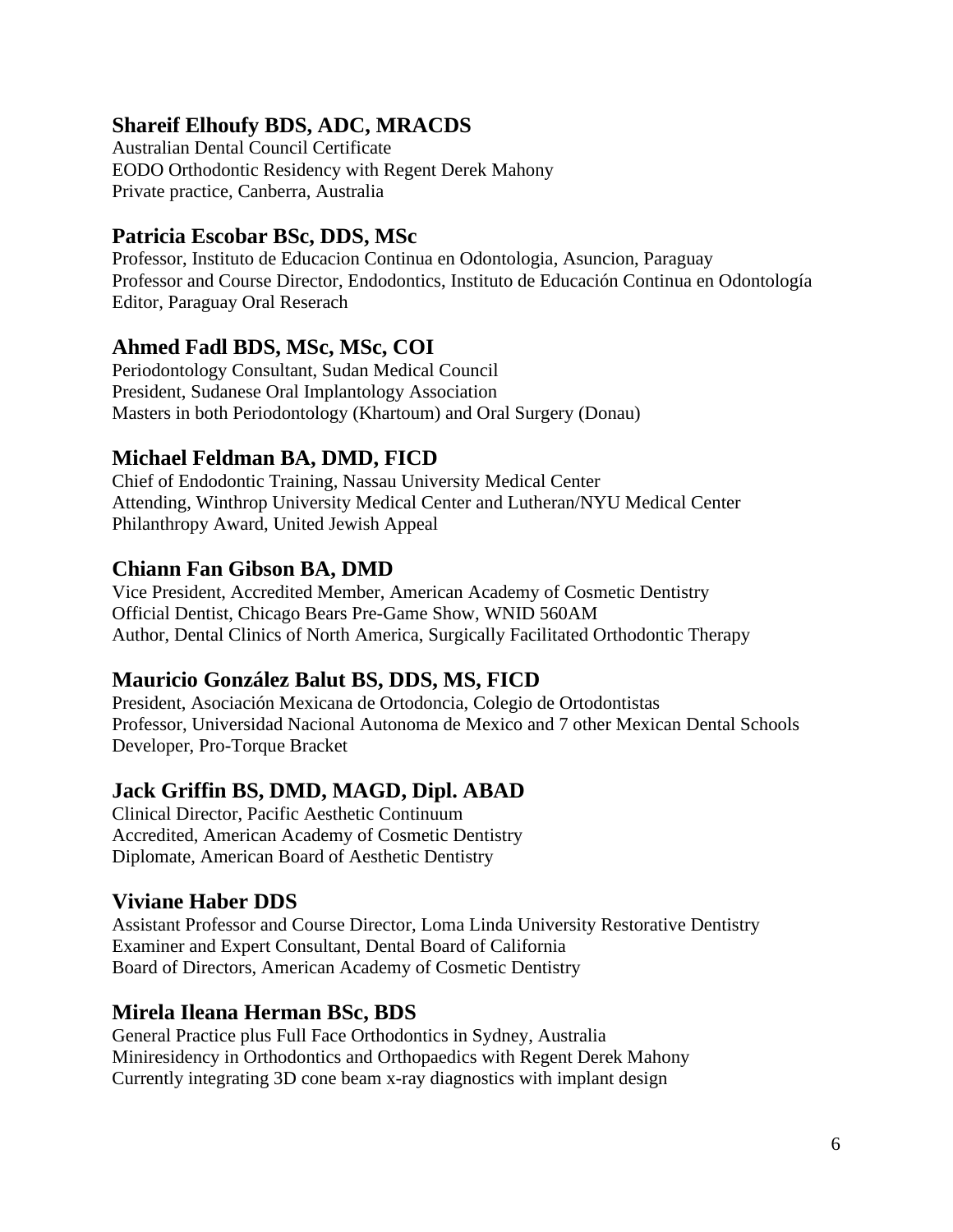### Shareif Elhoufy BDS, ADC, MRACDS

Australian Dental Council Certificate
EODO Orthodontic Residency with Regent Derek Mahony
Private practice, Canberra, Australia

### Patricia Escobar BSc, DDS, MSc

Professor, Instituto de Educacion Continua en Odontologia, Asuncion, Paraguay
Professor and Course Director, Endodontics, Instituto de Educación Continua en Odontología
Editor, Paraguay Oral Reserach

### Ahmed Fadl BDS, MSc, MSc, COI

Periodontology Consultant, Sudan Medical Council
President, Sudanese Oral Implantology Association
Masters in both Periodontology (Khartoum) and Oral Surgery (Donau)

### Michael Feldman BA, DMD, FICD

Chief of Endodontic Training, Nassau University Medical Center
Attending, Winthrop University Medical Center and Lutheran/NYU Medical Center
Philanthropy Award, United Jewish Appeal

### Chiann Fan Gibson BA, DMD

Vice President, Accredited Member, American Academy of Cosmetic Dentistry
Official Dentist, Chicago Bears Pre-Game Show, WNID 560AM
Author, Dental Clinics of North America, Surgically Facilitated Orthodontic Therapy

### Mauricio González Balut BS, DDS, MS, FICD

President, Asociación Mexicana de Ortodoncia, Colegio de Ortodontistas
Professor, Universidad Nacional Autonoma de Mexico and 7 other Mexican Dental Schools
Developer, Pro-Torque Bracket

### Jack Griffin BS, DMD, MAGD, Dipl. ABAD

Clinical Director, Pacific Aesthetic Continuum
Accredited, American Academy of Cosmetic Dentistry
Diplomate, American Board of Aesthetic Dentistry

### Viviane Haber DDS

Assistant Professor and Course Director, Loma Linda University Restorative Dentistry
Examiner and Expert Consultant, Dental Board of California
Board of Directors, American Academy of Cosmetic Dentistry

### Mirela Ileana Herman BSc, BDS

General Practice plus Full Face Orthodontics in Sydney, Australia
Miniresidency in Orthodontics and Orthopaedics with Regent Derek Mahony
Currently integrating 3D cone beam x-ray diagnostics with implant design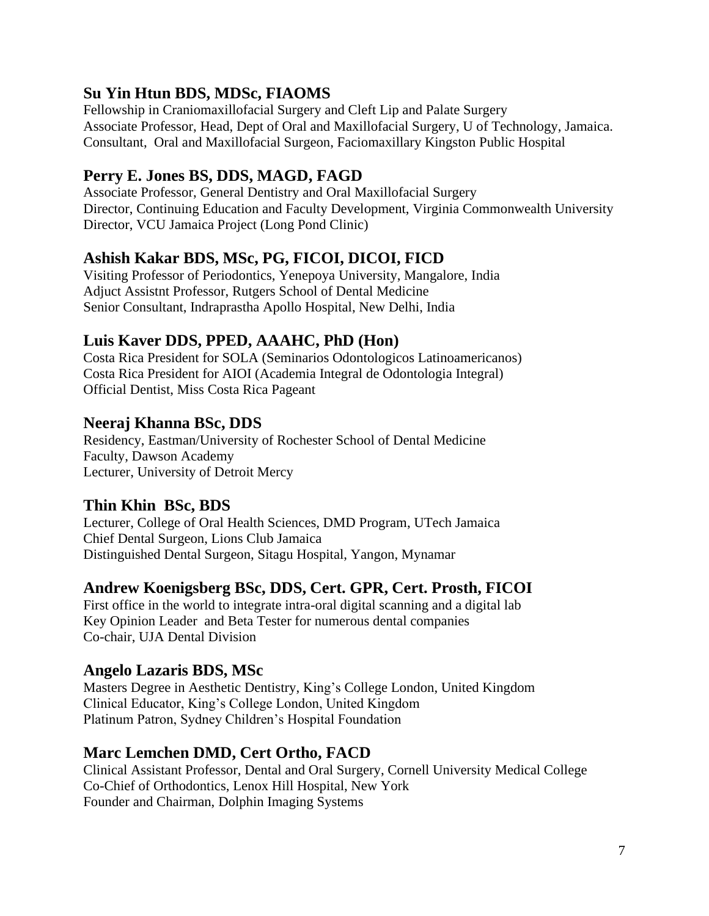## Su Yin Htun BDS, MDSc, FIAOMS

Fellowship in Craniomaxillofacial Surgery and Cleft Lip and Palate Surgery
Associate Professor, Head, Dept of Oral and Maxillofacial Surgery, U of Technology, Jamaica.
Consultant, Oral and Maxillofacial Surgeon, Faciomaxillary Kingston Public Hospital

## Perry E. Jones BS, DDS, MAGD, FAGD

Associate Professor, General Dentistry and Oral Maxillofacial Surgery
Director, Continuing Education and Faculty Development, Virginia Commonwealth University
Director, VCU Jamaica Project (Long Pond Clinic)

## Ashish Kakar BDS, MSc, PG, FICOI, DICOI, FICD

Visiting Professor of Periodontics, Yenepoya University, Mangalore, India
Adjuct Assistnt Professor, Rutgers School of Dental Medicine
Senior Consultant, Indraprastha Apollo Hospital, New Delhi, India

## Luis Kaver DDS, PPED, AAAHC, PhD (Hon)

Costa Rica President for SOLA (Seminarios Odontologicos Latinoamericanos)
Costa Rica President for AIOI (Academia Integral de Odontologia Integral)
Official Dentist, Miss Costa Rica Pageant

## Neeraj Khanna BSc, DDS

Residency, Eastman/University of Rochester School of Dental Medicine
Faculty, Dawson Academy
Lecturer, University of Detroit Mercy

## Thin Khin BSc, BDS

Lecturer, College of Oral Health Sciences, DMD Program, UTech Jamaica
Chief Dental Surgeon, Lions Club Jamaica
Distinguished Dental Surgeon, Sitagu Hospital, Yangon, Mynamar

## Andrew Koenigsberg BSc, DDS, Cert. GPR, Cert. Prosth, FICOI

First office in the world to integrate intra-oral digital scanning and a digital lab
Key Opinion Leader and Beta Tester for numerous dental companies
Co-chair, UJA Dental Division

## Angelo Lazaris BDS, MSc

Masters Degree in Aesthetic Dentistry, King's College London, United Kingdom
Clinical Educator, King's College London, United Kingdom
Platinum Patron, Sydney Children's Hospital Foundation

## Marc Lemchen DMD, Cert Ortho, FACD

Clinical Assistant Professor, Dental and Oral Surgery, Cornell University Medical College
Co-Chief of Orthodontics, Lenox Hill Hospital, New York
Founder and Chairman, Dolphin Imaging Systems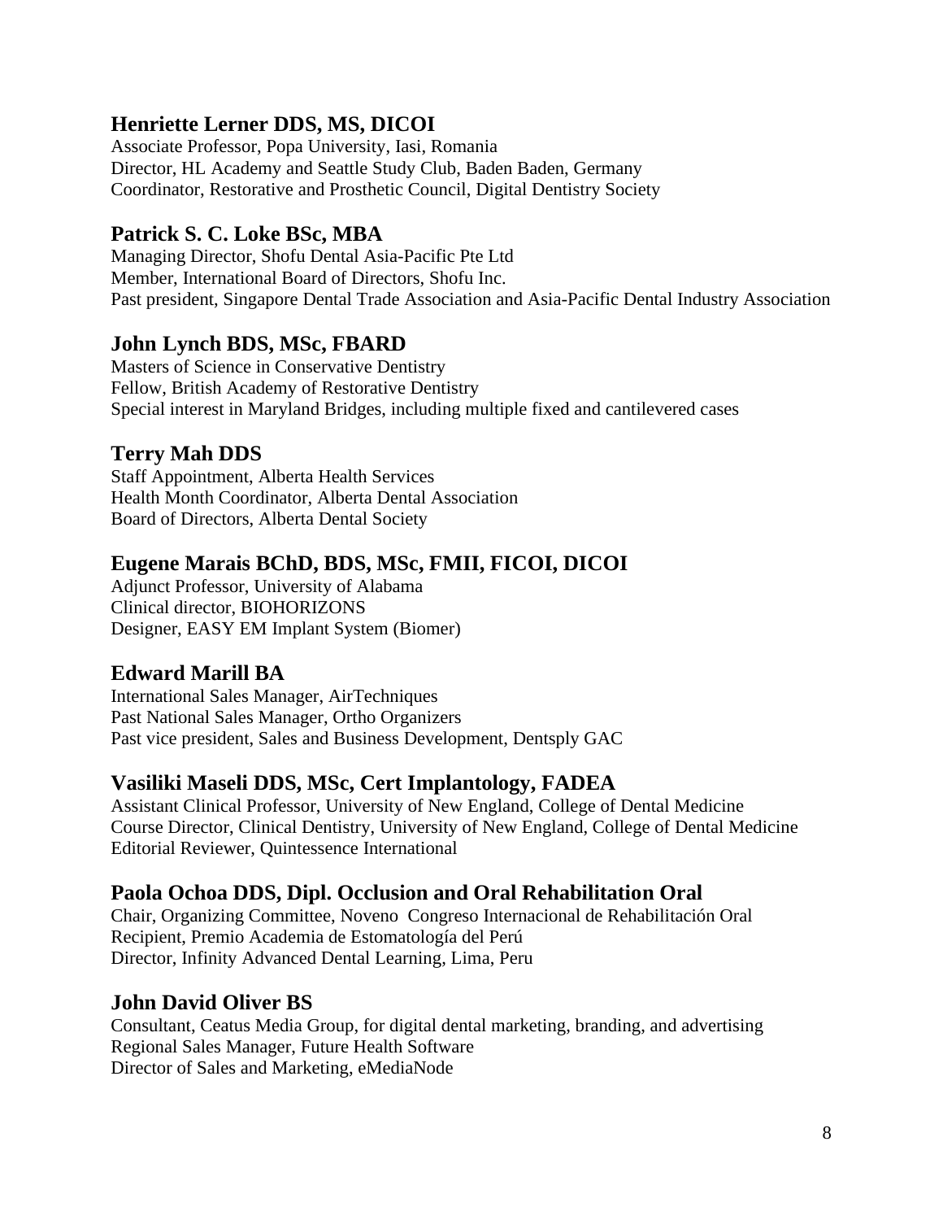### Henriette Lerner DDS, MS, DICOI

Associate Professor, Popa University, Iasi, Romania
Director, HL Academy and Seattle Study Club, Baden Baden, Germany
Coordinator, Restorative and Prosthetic Council, Digital Dentistry Society

### Patrick S. C. Loke BSc, MBA

Managing Director, Shofu Dental Asia-Pacific Pte Ltd
Member, International Board of Directors, Shofu Inc.
Past president, Singapore Dental Trade Association and Asia-Pacific Dental Industry Association

### John Lynch BDS, MSc, FBARD

Masters of Science in Conservative Dentistry
Fellow, British Academy of Restorative Dentistry
Special interest in Maryland Bridges, including multiple fixed and cantilevered cases

### Terry Mah DDS

Staff Appointment, Alberta Health Services
Health Month Coordinator, Alberta Dental Association
Board of Directors, Alberta Dental Society

### Eugene Marais BChD, BDS, MSc, FMII, FICOI, DICOI

Adjunct Professor, University of Alabama
Clinical director, BIOHORIZONS
Designer, EASY EM Implant System (Biomer)

### Edward Marill BA

International Sales Manager, AirTechniques
Past National Sales Manager, Ortho Organizers
Past vice president, Sales and Business Development, Dentsply GAC

### Vasiliki Maseli DDS, MSc, Cert Implantology, FADEA

Assistant Clinical Professor, University of New England, College of Dental Medicine
Course Director, Clinical Dentistry, University of New England, College of Dental Medicine
Editorial Reviewer, Quintessence International

### Paola Ochoa DDS, Dipl. Occlusion and Oral Rehabilitation Oral

Chair, Organizing Committee, Noveno Congreso Internacional de Rehabilitación Oral
Recipient, Premio Academia de Estomatología del Perú
Director, Infinity Advanced Dental Learning, Lima, Peru

### John David Oliver BS

Consultant, Ceatus Media Group, for digital dental marketing, branding, and advertising
Regional Sales Manager, Future Health Software
Director of Sales and Marketing, eMediaNode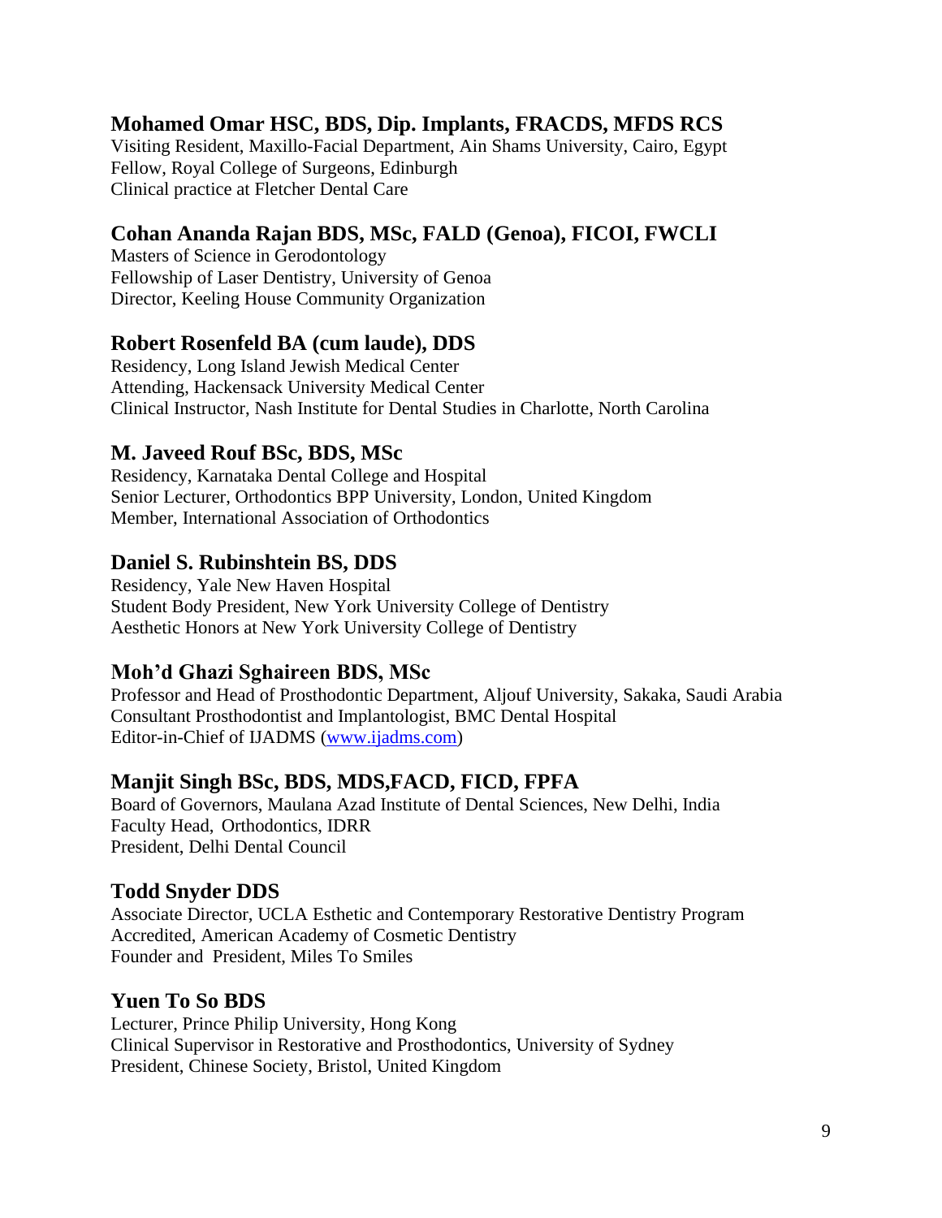### Mohamed Omar HSC, BDS, Dip. Implants, FRACDS, MFDS RCS

Visiting Resident, Maxillo-Facial Department, Ain Shams University, Cairo, Egypt
Fellow, Royal College of Surgeons, Edinburgh
Clinical practice at Fletcher Dental Care

### Cohan Ananda Rajan BDS, MSc, FALD (Genoa), FICOI, FWCLI

Masters of Science in Gerodontology
Fellowship of Laser Dentistry, University of Genoa
Director, Keeling House Community Organization

### Robert Rosenfeld BA (cum laude), DDS

Residency, Long Island Jewish Medical Center
Attending, Hackensack University Medical Center
Clinical Instructor, Nash Institute for Dental Studies in Charlotte, North Carolina

### M. Javeed Rouf BSc, BDS, MSc

Residency, Karnataka Dental College and Hospital
Senior Lecturer, Orthodontics BPP University, London, United Kingdom
Member, International Association of Orthodontics

### Daniel S. Rubinshtein BS, DDS

Residency, Yale New Haven Hospital
Student Body President, New York University College of Dentistry
Aesthetic Honors at New York University College of Dentistry

### Moh'd Ghazi Sghaireen BDS, MSc

Professor and Head of Prosthodontic Department, Aljouf University, Sakaka, Saudi Arabia
Consultant Prosthodontist and Implantologist, BMC Dental Hospital
Editor-in-Chief of IJADMS (www.ijadms.com)

### Manjit Singh BSc, BDS, MDS,FACD, FICD, FPFA

Board of Governors, Maulana Azad Institute of Dental Sciences, New Delhi, India
Faculty Head, Orthodontics, IDRR
President, Delhi Dental Council

### Todd Snyder DDS

Associate Director, UCLA Esthetic and Contemporary Restorative Dentistry Program
Accredited, American Academy of Cosmetic Dentistry
Founder and President, Miles To Smiles

### Yuen To So BDS

Lecturer, Prince Philip University, Hong Kong
Clinical Supervisor in Restorative and Prosthodontics, University of Sydney
President, Chinese Society, Bristol, United Kingdom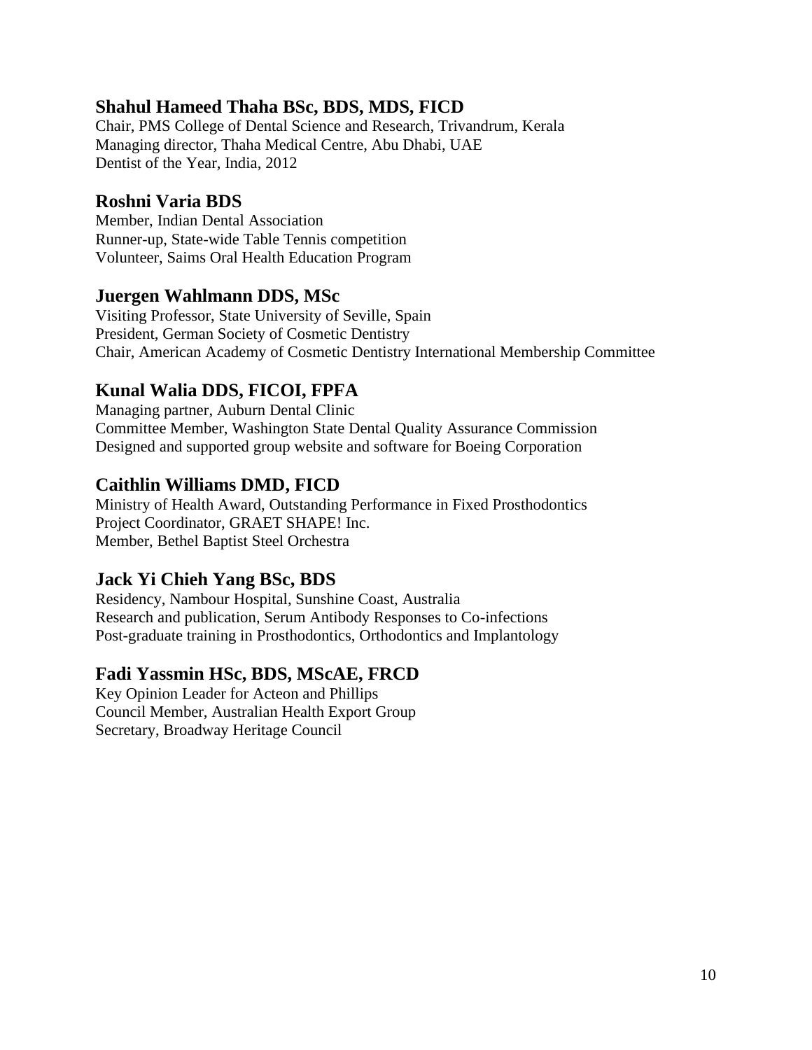### Shahul Hameed Thaha BSc, BDS, MDS, FICD

Chair, PMS College of Dental Science and Research, Trivandrum, Kerala
Managing director, Thaha Medical Centre, Abu Dhabi, UAE
Dentist of the Year, India, 2012

### Roshni Varia BDS

Member, Indian Dental Association
Runner-up, State-wide Table Tennis competition
Volunteer, Saims Oral Health Education Program

### Juergen Wahlmann DDS, MSc

Visiting Professor, State University of Seville, Spain
President, German Society of Cosmetic Dentistry
Chair, American Academy of Cosmetic Dentistry International Membership Committee

### Kunal Walia DDS, FICOI, FPFA

Managing partner, Auburn Dental Clinic
Committee Member, Washington State Dental Quality Assurance Commission
Designed and supported group website and software for Boeing Corporation

### Caithlin Williams DMD, FICD

Ministry of Health Award, Outstanding Performance in Fixed Prosthodontics
Project Coordinator, GRAET SHAPE! Inc.
Member, Bethel Baptist Steel Orchestra

### Jack Yi Chieh Yang BSc, BDS

Residency, Nambour Hospital, Sunshine Coast, Australia
Research and publication, Serum Antibody Responses to Co-infections
Post-graduate training in Prosthodontics, Orthodontics and Implantology

### Fadi Yassmin HSc, BDS, MScAE, FRCD

Key Opinion Leader for Acteon and Phillips
Council Member, Australian Health Export Group
Secretary, Broadway Heritage Council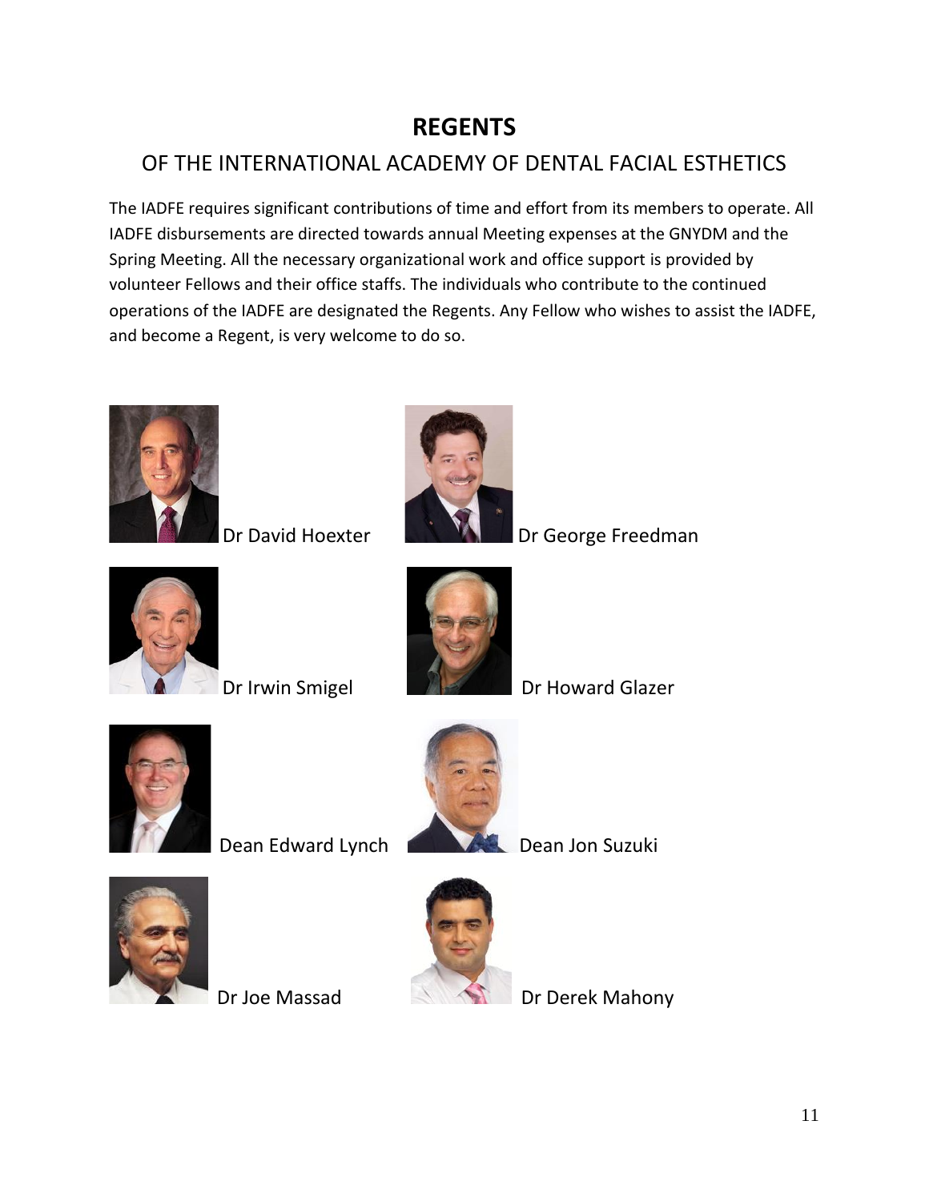# REGENTS

## OF THE INTERNATIONAL ACADEMY OF DENTAL FACIAL ESTHETICS

The IADFE requires significant contributions of time and effort from its members to operate. All IADFE disbursements are directed towards annual Meeting expenses at the GNYDM and the Spring Meeting. All the necessary organizational work and office support is provided by volunteer Fellows and their office staffs. The individuals who contribute to the continued operations of the IADFE are designated the Regents. Any Fellow who wishes to assist the IADFE, and become a Regent, is very welcome to do so.

Dr David Hoexter

Dr George Freedman

Dr Irwin Smigel

Dr Howard Glazer

Dean Edward Lynch

Dean Jon Suzuki

Dr Joe Massad

Dr Derek Mahony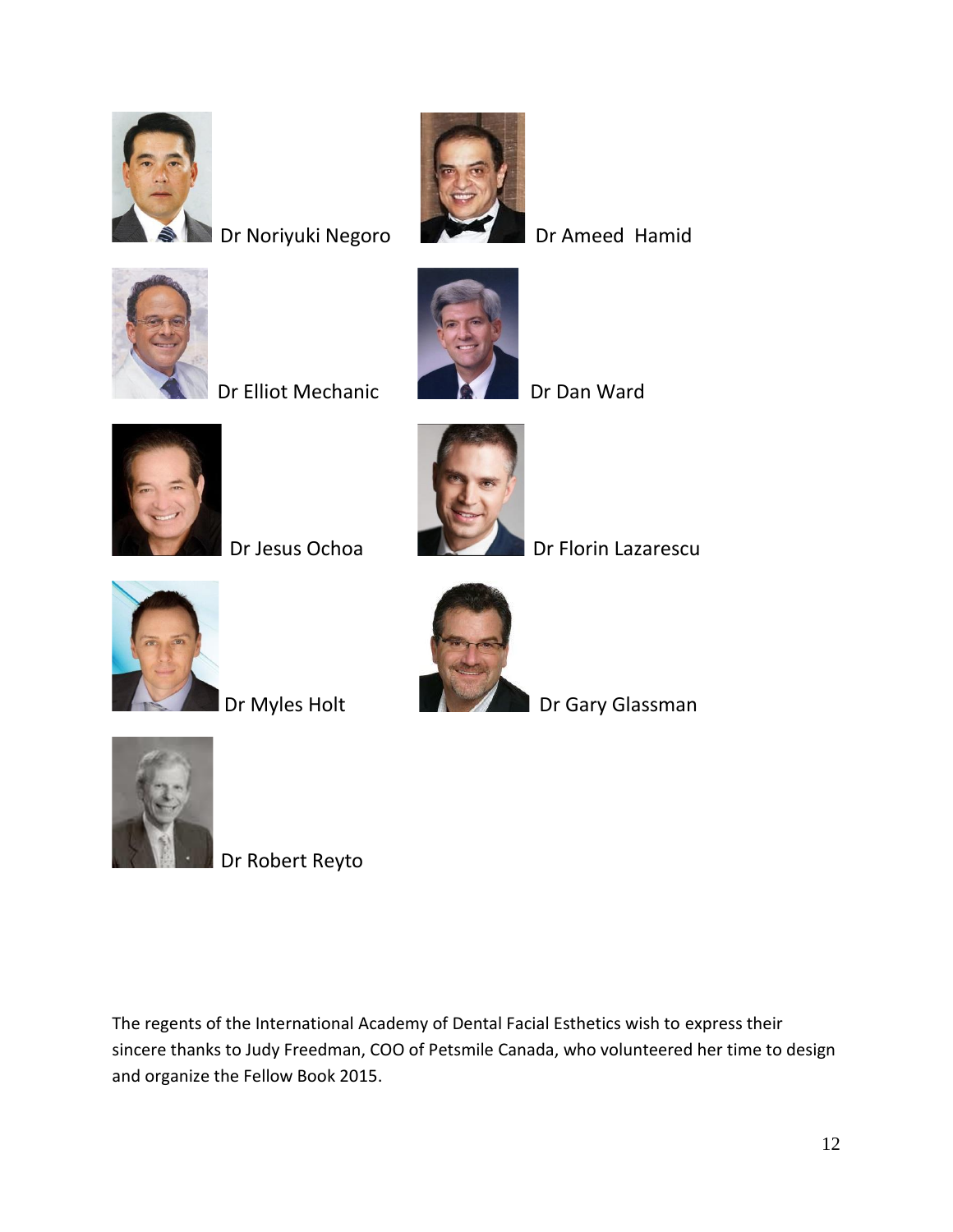Dr Noriyuki Negoro

Dr Ameed Hamid

Dr Elliot Mechanic

Dr Dan Ward

Dr Jesus Ochoa

Dr Florin Lazarescu

Dr Myles Holt

Dr Gary Glassman

Dr Robert Reyto

The regents of the International Academy of Dental Facial Esthetics wish to express their sincere thanks to Judy Freedman, COO of Petsmile Canada, who volunteered her time to design and organize the Fellow Book 2015.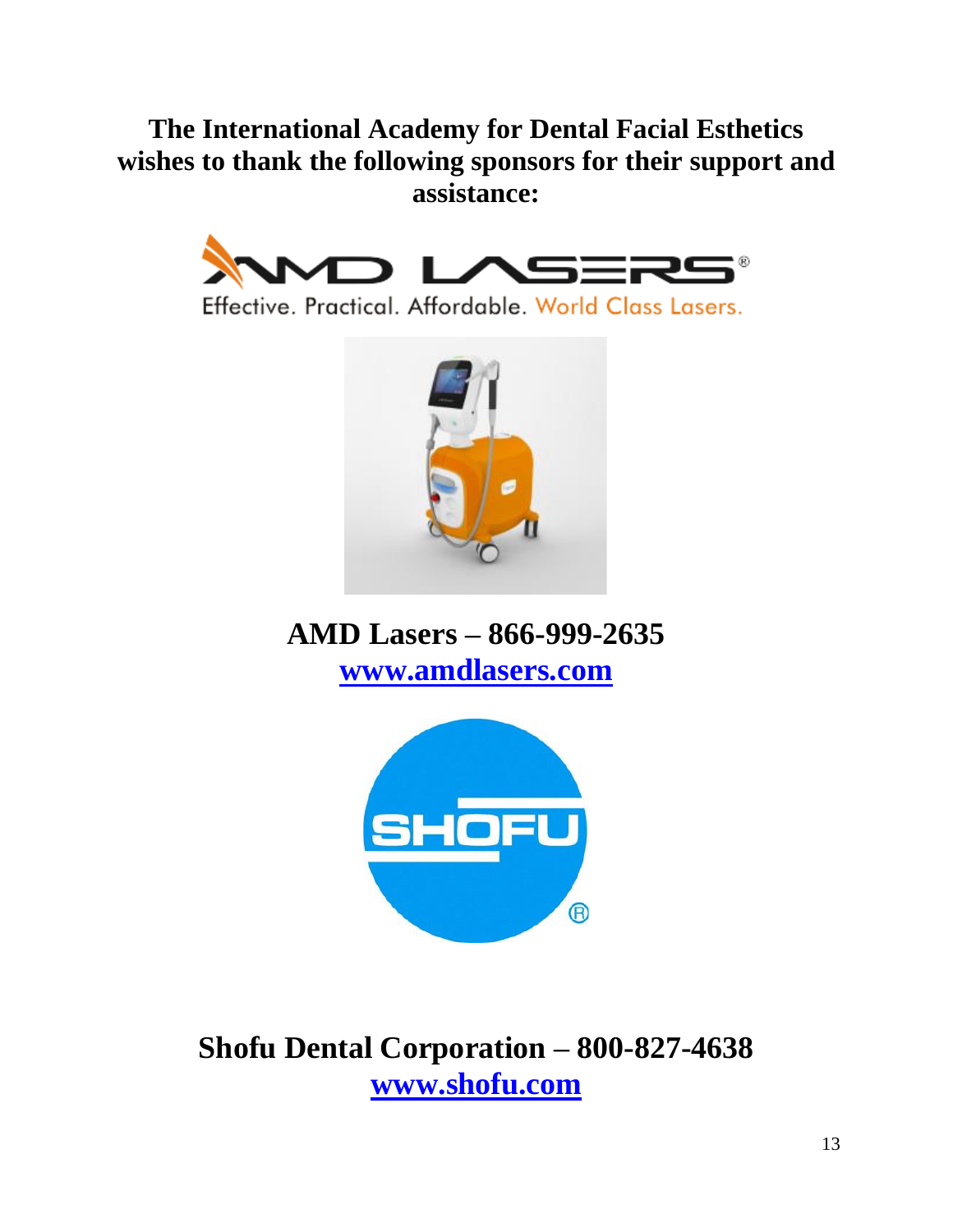**The International Academy for Dental Facial Esthetics wishes to thank the following sponsors for their support and assistance:**

Effective. Practical. Affordable. World Class Lasers.

**AMD Lasers – 866-999-2635**
**[www.amdlasers.com](http://www.amdlasers.com)**

**Shofu Dental Corporation – 800-827-4638**
**[www.shofu.com](http://www.shofu.com)**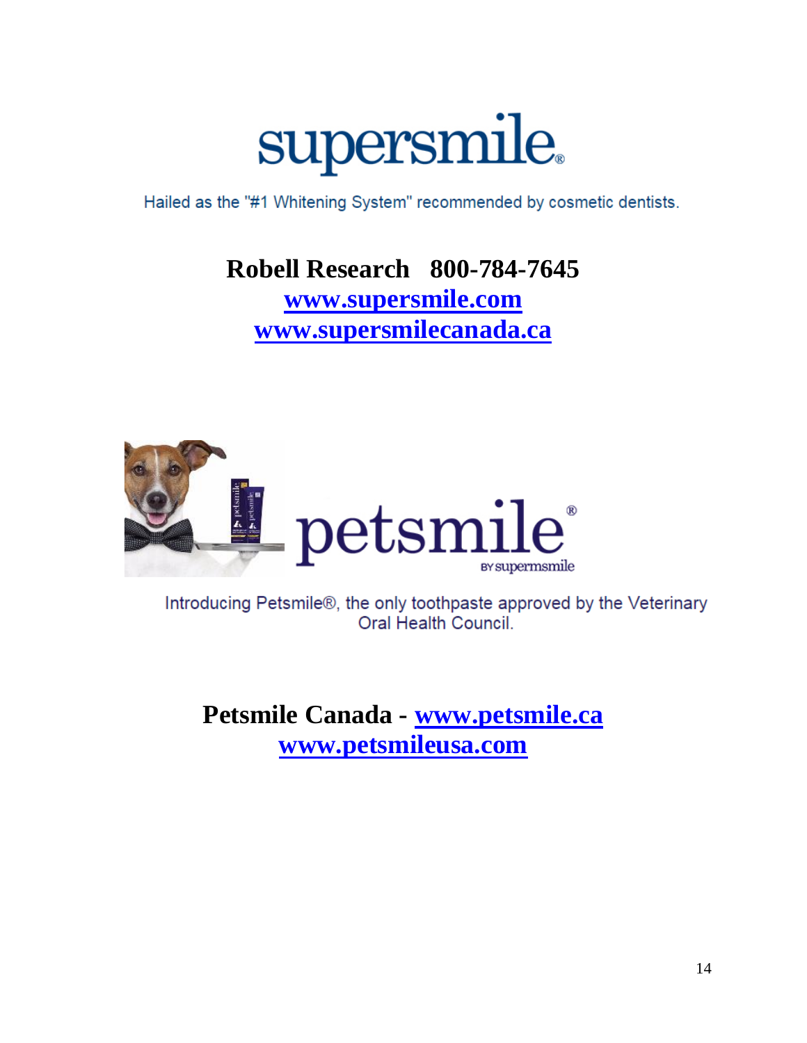# supersmile®

Hailed as the "#1 Whitening System" recommended by cosmetic dentists.

**Robell Research 800-784-7645**

**[www.supersmile.com](http://www.supersmile.com)**

**[www.supersmilecanada.ca](http://www.supersmilecanada.ca)**

# petsmile®

BY supermsmile

Introducing Petsmile®, the only toothpaste approved by the Veterinary Oral Health Council.

**Petsmile Canada - [www.petsmile.ca](http://www.petsmile.ca)**

**[www.petsmileusa.com](http://www.petsmileusa.com)**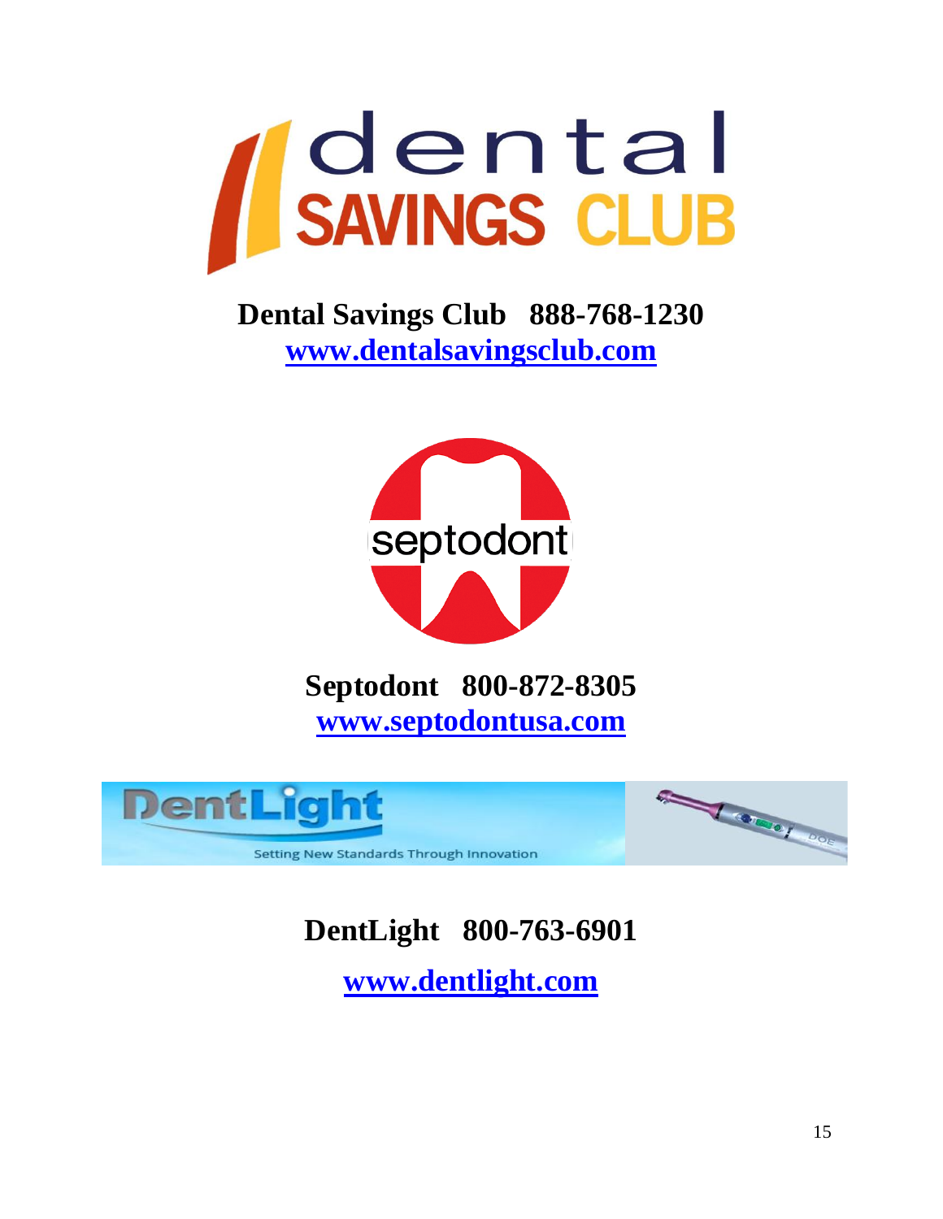**Dental Savings Club 888-768-1230**
**[www.dentalsavingsclub.com](http://www.dentalsavingsclub.com)**

**Septodont 800-872-8305**
**[www.septodontusa.com](http://www.septodontusa.com)**

**DentLight 800-763-6901**

**[www.dentlight.com](http://www.dentlight.com)**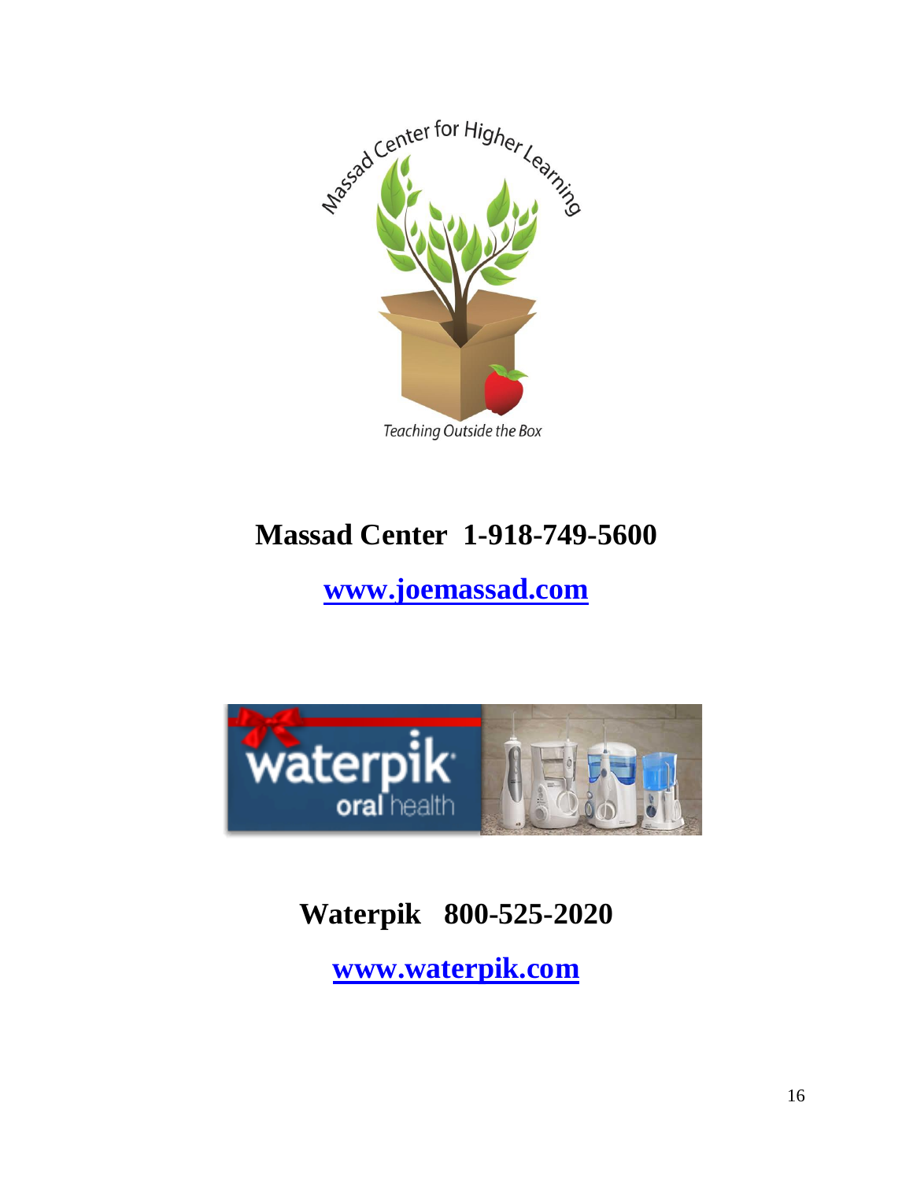**Massad Center 1-918-749-5600**

**[www.joemassad.com](http://www.joemassad.com)**

**Waterpik 800-525-2020**

**[www.waterpik.com](http://www.waterpik.com)**